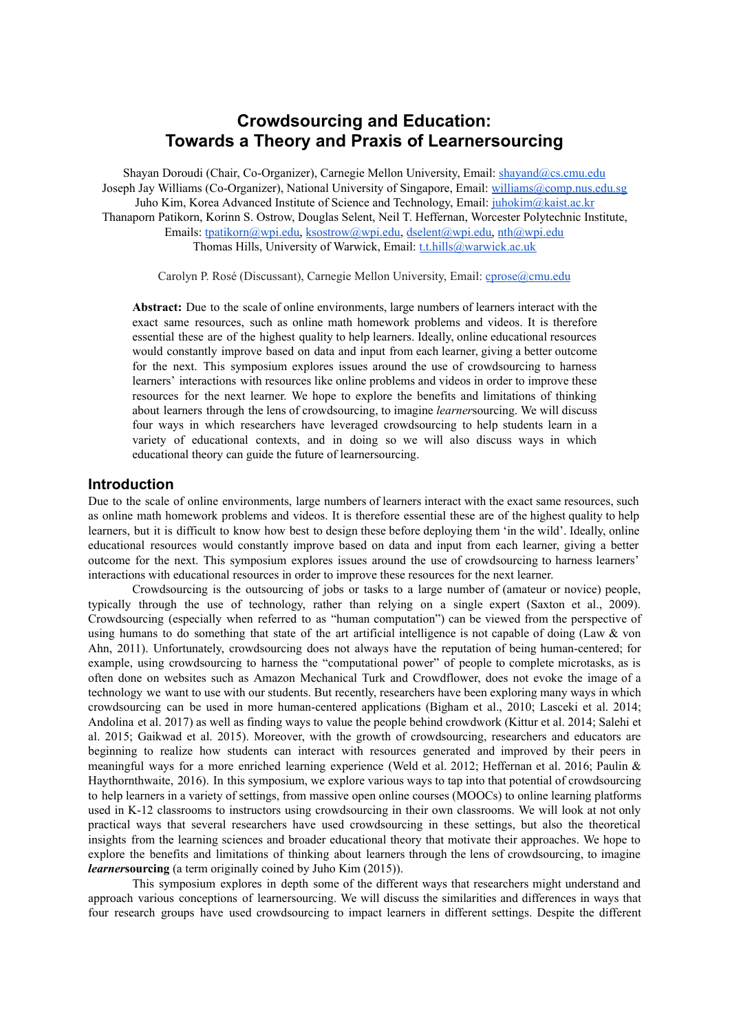# Crowdsourcing and Education: Towards a Theory and Praxis of Learnersourcing

Shayan Doroudi (Chair, Co-Organizer), Carnegie Mellon University, Email: shayand@cs.cmu.edu
Joseph Jay Williams (Co-Organizer), National University of Singapore, Email: williams@comp.nus.edu.sg
Juho Kim, Korea Advanced Institute of Science and Technology, Email: juhokim@kaist.ac.kr
Thanaporn Patikorn, Korinn S. Ostrow, Douglas Selent, Neil T. Heffernan, Worcester Polytechnic Institute,
Emails: tpatikorn@wpi.edu, ksostrow@wpi.edu, dselent@wpi.edu, nth@wpi.edu
Thomas Hills, University of Warwick, Email: t.t.hills@warwick.ac.uk

Carolyn P. Rosé (Discussant), Carnegie Mellon University, Email: cprose@cmu.edu

**Abstract:** Due to the scale of online environments, large numbers of learners interact with the exact same resources, such as online math homework problems and videos. It is therefore essential these are of the highest quality to help learners. Ideally, online educational resources would constantly improve based on data and input from each learner, giving a better outcome for the next. This symposium explores issues around the use of crowdsourcing to harness learners' interactions with resources like online problems and videos in order to improve these resources for the next learner. We hope to explore the benefits and limitations of thinking about learners through the lens of crowdsourcing, to imagine *learner*sourcing. We will discuss four ways in which researchers have leveraged crowdsourcing to help students learn in a variety of educational contexts, and in doing so we will also discuss ways in which educational theory can guide the future of learnersourcing.

## Introduction

Due to the scale of online environments, large numbers of learners interact with the exact same resources, such as online math homework problems and videos. It is therefore essential these are of the highest quality to help learners, but it is difficult to know how best to design these before deploying them 'in the wild'. Ideally, online educational resources would constantly improve based on data and input from each learner, giving a better outcome for the next. This symposium explores issues around the use of crowdsourcing to harness learners' interactions with educational resources in order to improve these resources for the next learner.

Crowdsourcing is the outsourcing of jobs or tasks to a large number of (amateur or novice) people, typically through the use of technology, rather than relying on a single expert (Saxton et al., 2009). Crowdsourcing (especially when referred to as "human computation") can be viewed from the perspective of using humans to do something that state of the art artificial intelligence is not capable of doing (Law & von Ahn, 2011). Unfortunately, crowdsourcing does not always have the reputation of being human-centered; for example, using crowdsourcing to harness the "computational power" of people to complete microtasks, as is often done on websites such as Amazon Mechanical Turk and Crowdflower, does not evoke the image of a technology we want to use with our students. But recently, researchers have been exploring many ways in which crowdsourcing can be used in more human-centered applications (Bigham et al., 2010; Lasceki et al. 2014; Andolina et al. 2017) as well as finding ways to value the people behind crowdwork (Kittur et al. 2014; Salehi et al. 2015; Gaikwad et al. 2015). Moreover, with the growth of crowdsourcing, researchers and educators are beginning to realize how students can interact with resources generated and improved by their peers in meaningful ways for a more enriched learning experience (Weld et al. 2012; Heffernan et al. 2016; Paulin & Haythornthwaite, 2016). In this symposium, we explore various ways to tap into that potential of crowdsourcing to help learners in a variety of settings, from massive open online courses (MOOCs) to online learning platforms used in K-12 classrooms to instructors using crowdsourcing in their own classrooms. We will look at not only practical ways that several researchers have used crowdsourcing in these settings, but also the theoretical insights from the learning sciences and broader educational theory that motivate their approaches. We hope to explore the benefits and limitations of thinking about learners through the lens of crowdsourcing, to imagine ***learner*sourcing** (a term originally coined by Juho Kim (2015)).

This symposium explores in depth some of the different ways that researchers might understand and approach various conceptions of learnersourcing. We will discuss the similarities and differences in ways that four research groups have used crowdsourcing to impact learners in different settings. Despite the different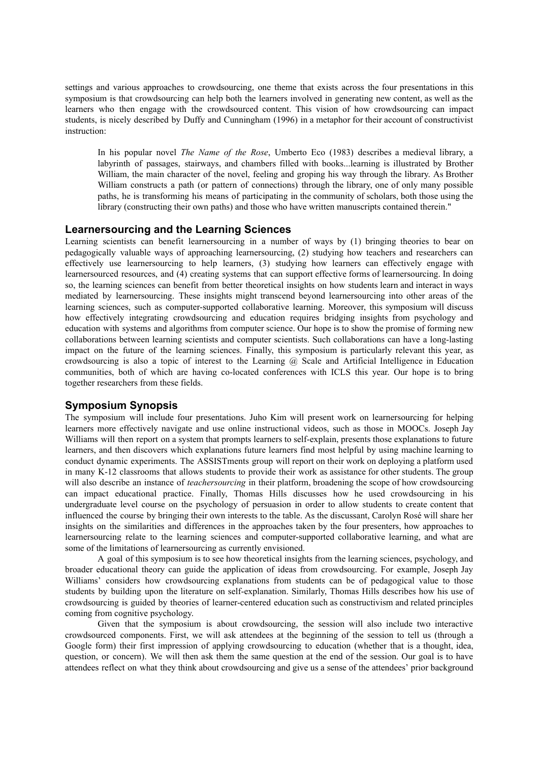settings and various approaches to crowdsourcing, one theme that exists across the four presentations in this symposium is that crowdsourcing can help both the learners involved in generating new content, as well as the learners who then engage with the crowdsourced content. This vision of how crowdsourcing can impact students, is nicely described by Duffy and Cunningham (1996) in a metaphor for their account of constructivist instruction:

> In his popular novel *The Name of the Rose*, Umberto Eco (1983) describes a medieval library, a labyrinth of passages, stairways, and chambers filled with books...learning is illustrated by Brother William, the main character of the novel, feeling and groping his way through the library. As Brother William constructs a path (or pattern of connections) through the library, one of only many possible paths, he is transforming his means of participating in the community of scholars, both those using the library (constructing their own paths) and those who have written manuscripts contained therein."

## Learnersourcing and the Learning Sciences

Learning scientists can benefit learnersourcing in a number of ways by (1) bringing theories to bear on pedagogically valuable ways of approaching learnersourcing, (2) studying how teachers and researchers can effectively use learnersourcing to help learners, (3) studying how learners can effectively engage with learnersourced resources, and (4) creating systems that can support effective forms of learnersourcing. In doing so, the learning sciences can benefit from better theoretical insights on how students learn and interact in ways mediated by learnersourcing. These insights might transcend beyond learnersourcing into other areas of the learning sciences, such as computer-supported collaborative learning. Moreover, this symposium will discuss how effectively integrating crowdsourcing and education requires bridging insights from psychology and education with systems and algorithms from computer science. Our hope is to show the promise of forming new collaborations between learning scientists and computer scientists. Such collaborations can have a long-lasting impact on the future of the learning sciences. Finally, this symposium is particularly relevant this year, as crowdsourcing is also a topic of interest to the Learning @ Scale and Artificial Intelligence in Education communities, both of which are having co-located conferences with ICLS this year. Our hope is to bring together researchers from these fields.

## Symposium Synopsis

The symposium will include four presentations. Juho Kim will present work on learnersourcing for helping learners more effectively navigate and use online instructional videos, such as those in MOOCs. Joseph Jay Williams will then report on a system that prompts learners to self-explain, presents those explanations to future learners, and then discovers which explanations future learners find most helpful by using machine learning to conduct dynamic experiments. The ASSISTments group will report on their work on deploying a platform used in many K-12 classrooms that allows students to provide their work as assistance for other students. The group will also describe an instance of *teachersourcing* in their platform, broadening the scope of how crowdsourcing can impact educational practice. Finally, Thomas Hills discusses how he used crowdsourcing in his undergraduate level course on the psychology of persuasion in order to allow students to create content that influenced the course by bringing their own interests to the table. As the discussant, Carolyn Rosé will share her insights on the similarities and differences in the approaches taken by the four presenters, how approaches to learnersourcing relate to the learning sciences and computer-supported collaborative learning, and what are some of the limitations of learnersourcing as currently envisioned.

A goal of this symposium is to see how theoretical insights from the learning sciences, psychology, and broader educational theory can guide the application of ideas from crowdsourcing. For example, Joseph Jay Williams' considers how crowdsourcing explanations from students can be of pedagogical value to those students by building upon the literature on self-explanation. Similarly, Thomas Hills describes how his use of crowdsourcing is guided by theories of learner-centered education such as constructivism and related principles coming from cognitive psychology.

Given that the symposium is about crowdsourcing, the session will also include two interactive crowdsourced components. First, we will ask attendees at the beginning of the session to tell us (through a Google form) their first impression of applying crowdsourcing to education (whether that is a thought, idea, question, or concern). We will then ask them the same question at the end of the session. Our goal is to have attendees reflect on what they think about crowdsourcing and give us a sense of the attendees' prior background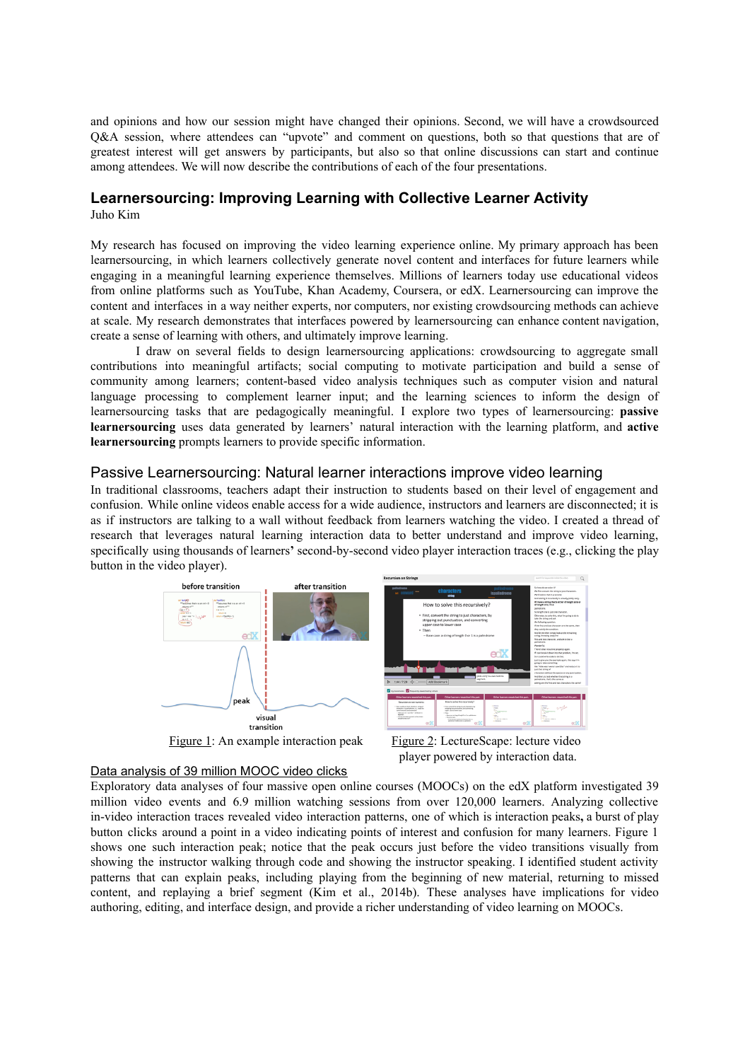and opinions and how our session might have changed their opinions. Second, we will have a crowdsourced Q&A session, where attendees can "upvote" and comment on questions, both so that questions that are of greatest interest will get answers by participants, but also so that online discussions can start and continue among attendees. We will now describe the contributions of each of the four presentations.

## Learnersourcing: Improving Learning with Collective Learner Activity

Juho Kim

My research has focused on improving the video learning experience online. My primary approach has been learnersourcing, in which learners collectively generate novel content and interfaces for future learners while engaging in a meaningful learning experience themselves. Millions of learners today use educational videos from online platforms such as YouTube, Khan Academy, Coursera, or edX. Learnersourcing can improve the content and interfaces in a way neither experts, nor computers, nor existing crowdsourcing methods can achieve at scale. My research demonstrates that interfaces powered by learnersourcing can enhance content navigation, create a sense of learning with others, and ultimately improve learning.

I draw on several fields to design learnersourcing applications: crowdsourcing to aggregate small contributions into meaningful artifacts; social computing to motivate participation and build a sense of community among learners; content-based video analysis techniques such as computer vision and natural language processing to complement learner input; and the learning sciences to inform the design of learnersourcing tasks that are pedagogically meaningful. I explore two types of learnersourcing: **passive learnersourcing** uses data generated by learners' natural interaction with the learning platform, and **active learnersourcing** prompts learners to provide specific information.

### Passive Learnersourcing: Natural learner interactions improve video learning

In traditional classrooms, teachers adapt their instruction to students based on their level of engagement and confusion. While online videos enable access for a wide audience, instructors and learners are disconnected; it is as if instructors are talking to a wall without feedback from learners watching the video. I created a thread of research that leverages natural learning interaction data to better understand and improve video learning, specifically using thousands of learners**'** second-by-second video player interaction traces (e.g., clicking the play button in the video player).

Figure 1: An example interaction peak

Figure 2: LectureScape: lecture video player powered by interaction data.

#### Data analysis of 39 million MOOC video clicks

Exploratory data analyses of four massive open online courses (MOOCs) on the edX platform investigated 39 million video events and 6.9 million watching sessions from over 120,000 learners. Analyzing collective in-video interaction traces revealed video interaction patterns, one of which is interaction peaks**,** a burst of play button clicks around a point in a video indicating points of interest and confusion for many learners. Figure 1 shows one such interaction peak; notice that the peak occurs just before the video transitions visually from showing the instructor walking through code and showing the instructor speaking. I identified student activity patterns that can explain peaks, including playing from the beginning of new material, returning to missed content, and replaying a brief segment (Kim et al., 2014b). These analyses have implications for video authoring, editing, and interface design, and provide a richer understanding of video learning on MOOCs.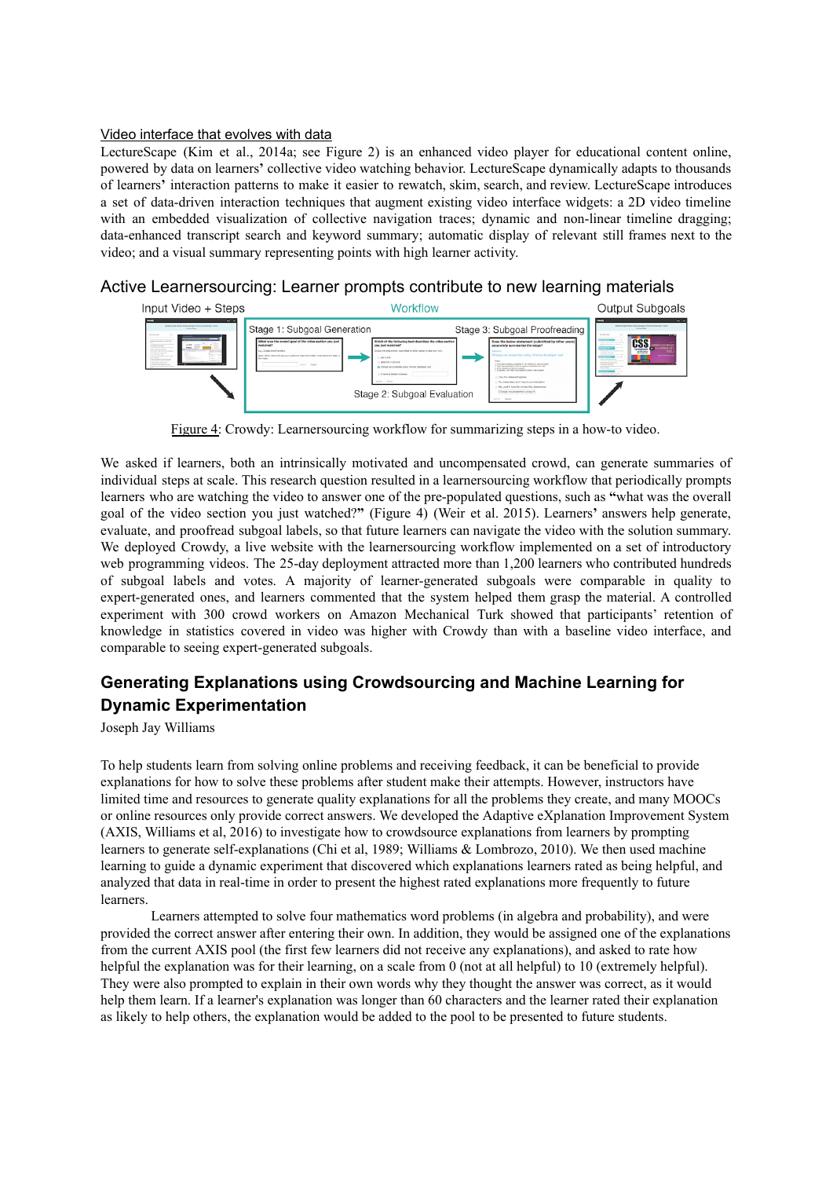Video interface that evolves with data

LectureScape (Kim et al., 2014a; see Figure 2) is an enhanced video player for educational content online, powered by data on learners' collective video watching behavior. LectureScape dynamically adapts to thousands of learners' interaction patterns to make it easier to rewatch, skim, search, and review. LectureScape introduces a set of data-driven interaction techniques that augment existing video interface widgets: a 2D video timeline with an embedded visualization of collective navigation traces; dynamic and non-linear timeline dragging; data-enhanced transcript search and keyword summary; automatic display of relevant still frames next to the video; and a visual summary representing points with high learner activity.

Active Learnersourcing: Learner prompts contribute to new learning materials

Figure 4: Crowdy: Learnersourcing workflow for summarizing steps in a how-to video.

We asked if learners, both an intrinsically motivated and uncompensated crowd, can generate summaries of individual steps at scale. This research question resulted in a learnersourcing workflow that periodically prompts learners who are watching the video to answer one of the pre-populated questions, such as **"**what was the overall goal of the video section you just watched?**"** (Figure 4) (Weir et al. 2015). Learners**'** answers help generate, evaluate, and proofread subgoal labels, so that future learners can navigate the video with the solution summary. We deployed Crowdy, a live website with the learnersourcing workflow implemented on a set of introductory web programming videos. The 25-day deployment attracted more than 1,200 learners who contributed hundreds of subgoal labels and votes. A majority of learner-generated subgoals were comparable in quality to expert-generated ones, and learners commented that the system helped them grasp the material. A controlled experiment with 300 crowd workers on Amazon Mechanical Turk showed that participants' retention of knowledge in statistics covered in video was higher with Crowdy than with a baseline video interface, and comparable to seeing expert-generated subgoals.

## Generating Explanations using Crowdsourcing and Machine Learning for Dynamic Experimentation

Joseph Jay Williams

To help students learn from solving online problems and receiving feedback, it can be beneficial to provide explanations for how to solve these problems after student make their attempts. However, instructors have limited time and resources to generate quality explanations for all the problems they create, and many MOOCs or online resources only provide correct answers. We developed the Adaptive eXplanation Improvement System (AXIS, Williams et al, 2016) to investigate how to crowdsource explanations from learners by prompting learners to generate self-explanations (Chi et al, 1989; Williams & Lombrozo, 2010). We then used machine learning to guide a dynamic experiment that discovered which explanations learners rated as being helpful, and analyzed that data in real-time in order to present the highest rated explanations more frequently to future learners.

Learners attempted to solve four mathematics word problems (in algebra and probability), and were provided the correct answer after entering their own. In addition, they would be assigned one of the explanations from the current AXIS pool (the first few learners did not receive any explanations), and asked to rate how helpful the explanation was for their learning, on a scale from 0 (not at all helpful) to 10 (extremely helpful). They were also prompted to explain in their own words why they thought the answer was correct, as it would help them learn. If a learner's explanation was longer than 60 characters and the learner rated their explanation as likely to help others, the explanation would be added to the pool to be presented to future students.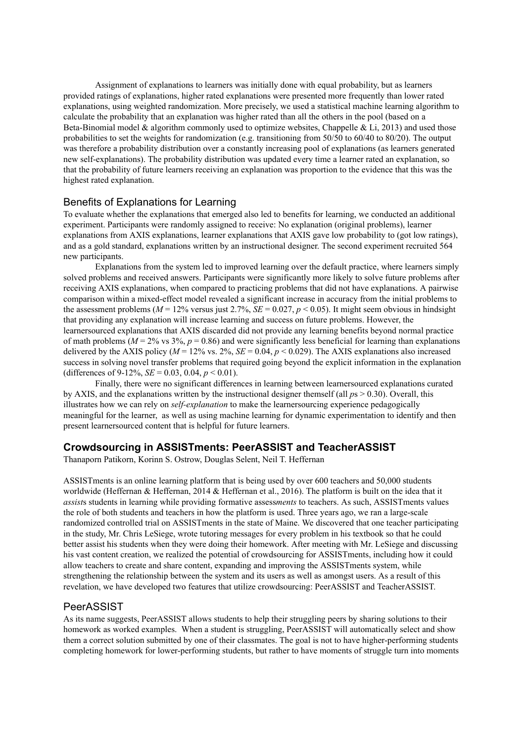Assignment of explanations to learners was initially done with equal probability, but as learners provided ratings of explanations, higher rated explanations were presented more frequently than lower rated explanations, using weighted randomization. More precisely, we used a statistical machine learning algorithm to calculate the probability that an explanation was higher rated than all the others in the pool (based on a Beta-Binomial model & algorithm commonly used to optimize websites, Chappelle & Li, 2013) and used those probabilities to set the weights for randomization (e.g. transitioning from 50/50 to 60/40 to 80/20). The output was therefore a probability distribution over a constantly increasing pool of explanations (as learners generated new self-explanations). The probability distribution was updated every time a learner rated an explanation, so that the probability of future learners receiving an explanation was proportion to the evidence that this was the highest rated explanation.

## Benefits of Explanations for Learning

To evaluate whether the explanations that emerged also led to benefits for learning, we conducted an additional experiment. Participants were randomly assigned to receive: No explanation (original problems), learner explanations from AXIS explanations, learner explanations that AXIS gave low probability to (got low ratings), and as a gold standard, explanations written by an instructional designer. The second experiment recruited 564 new participants.

Explanations from the system led to improved learning over the default practice, where learners simply solved problems and received answers. Participants were significantly more likely to solve future problems after receiving AXIS explanations, when compared to practicing problems that did not have explanations. A pairwise comparison within a mixed-effect model revealed a significant increase in accuracy from the initial problems to the assessment problems ($M = 12\%$ versus just 2.7%, $SE = 0.027$, $p < 0.05$). It might seem obvious in hindsight that providing any explanation will increase learning and success on future problems. However, the learnersourced explanations that AXIS discarded did not provide any learning benefits beyond normal practice of math problems ($M = 2\%$ vs 3%, $p = 0.86$) and were significantly less beneficial for learning than explanations delivered by the AXIS policy ($M = 12\%$ vs. 2%, $SE = 0.04$, $p < 0.029$). The AXIS explanations also increased success in solving novel transfer problems that required going beyond the explicit information in the explanation (differences of 9-12%, $SE = 0.03$, 0.04, $p < 0.01$).

Finally, there were no significant differences in learning between learnersourced explanations curated by AXIS, and the explanations written by the instructional designer themself (all $p$s > 0.30). Overall, this illustrates how we can rely on *self-explanation* to make the learnersourcing experience pedagogically meaningful for the learner, as well as using machine learning for dynamic experimentation to identify and then present learnersourced content that is helpful for future learners.

## Crowdsourcing in ASSISTments: PeerASSIST and TeacherASSIST

Thanaporn Patikorn, Korinn S. Ostrow, Douglas Selent, Neil T. Heffernan

ASSISTments is an online learning platform that is being used by over 600 teachers and 50,000 students worldwide (Heffernan & Heffernan, 2014 & Heffernan et al., 2016). The platform is built on the idea that it *assist*s students in learning while providing formative assess*ments* to teachers. As such, ASSISTments values the role of both students and teachers in how the platform is used. Three years ago, we ran a large-scale randomized controlled trial on ASSISTments in the state of Maine. We discovered that one teacher participating in the study, Mr. Chris LeSiege, wrote tutoring messages for every problem in his textbook so that he could better assist his students when they were doing their homework. After meeting with Mr. LeSiege and discussing his vast content creation, we realized the potential of crowdsourcing for ASSISTments, including how it could allow teachers to create and share content, expanding and improving the ASSISTments system, while strengthening the relationship between the system and its users as well as amongst users. As a result of this revelation, we have developed two features that utilize crowdsourcing: PeerASSIST and TeacherASSIST.

## PeerASSIST

As its name suggests, PeerASSIST allows students to help their struggling peers by sharing solutions to their homework as worked examples. When a student is struggling, PeerASSIST will automatically select and show them a correct solution submitted by one of their classmates. The goal is not to have higher-performing students completing homework for lower-performing students, but rather to have moments of struggle turn into moments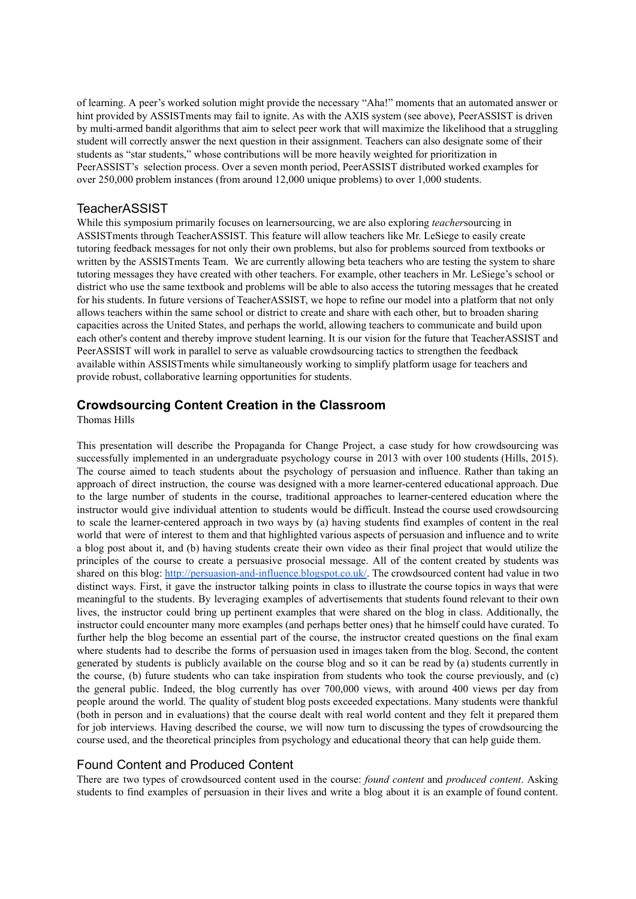of learning. A peer's worked solution might provide the necessary "Aha!" moments that an automated answer or hint provided by ASSISTments may fail to ignite. As with the AXIS system (see above), PeerASSIST is driven by multi-armed bandit algorithms that aim to select peer work that will maximize the likelihood that a struggling student will correctly answer the next question in their assignment. Teachers can also designate some of their students as "star students," whose contributions will be more heavily weighted for prioritization in PeerASSIST's selection process. Over a seven month period, PeerASSIST distributed worked examples for over 250,000 problem instances (from around 12,000 unique problems) to over 1,000 students.

### TeacherASSIST

While this symposium primarily focuses on learnersourcing, we are also exploring *teacher*sourcing in ASSISTments through TeacherASSIST. This feature will allow teachers like Mr. LeSiege to easily create tutoring feedback messages for not only their own problems, but also for problems sourced from textbooks or written by the ASSISTments Team. We are currently allowing beta teachers who are testing the system to share tutoring messages they have created with other teachers. For example, other teachers in Mr. LeSiege's school or district who use the same textbook and problems will be able to also access the tutoring messages that he created for his students. In future versions of TeacherASSIST, we hope to refine our model into a platform that not only allows teachers within the same school or district to create and share with each other, but to broaden sharing capacities across the United States, and perhaps the world, allowing teachers to communicate and build upon each other's content and thereby improve student learning. It is our vision for the future that TeacherASSIST and PeerASSIST will work in parallel to serve as valuable crowdsourcing tactics to strengthen the feedback available within ASSISTments while simultaneously working to simplify platform usage for teachers and provide robust, collaborative learning opportunities for students.

## Crowdsourcing Content Creation in the Classroom

Thomas Hills

This presentation will describe the Propaganda for Change Project, a case study for how crowdsourcing was successfully implemented in an undergraduate psychology course in 2013 with over 100 students (Hills, 2015). The course aimed to teach students about the psychology of persuasion and influence. Rather than taking an approach of direct instruction, the course was designed with a more learner-centered educational approach. Due to the large number of students in the course, traditional approaches to learner-centered education where the instructor would give individual attention to students would be difficult. Instead the course used crowdsourcing to scale the learner-centered approach in two ways by (a) having students find examples of content in the real world that were of interest to them and that highlighted various aspects of persuasion and influence and to write a blog post about it, and (b) having students create their own video as their final project that would utilize the principles of the course to create a persuasive prosocial message. All of the content created by students was shared on this blog: http://persuasion-and-influence.blogspot.co.uk/. The crowdsourced content had value in two distinct ways. First, it gave the instructor talking points in class to illustrate the course topics in ways that were meaningful to the students. By leveraging examples of advertisements that students found relevant to their own lives, the instructor could bring up pertinent examples that were shared on the blog in class. Additionally, the instructor could encounter many more examples (and perhaps better ones) that he himself could have curated. To further help the blog become an essential part of the course, the instructor created questions on the final exam where students had to describe the forms of persuasion used in images taken from the blog. Second, the content generated by students is publicly available on the course blog and so it can be read by (a) students currently in the course, (b) future students who can take inspiration from students who took the course previously, and (c) the general public. Indeed, the blog currently has over 700,000 views, with around 400 views per day from people around the world. The quality of student blog posts exceeded expectations. Many students were thankful (both in person and in evaluations) that the course dealt with real world content and they felt it prepared them for job interviews. Having described the course, we will now turn to discussing the types of crowdsourcing the course used, and the theoretical principles from psychology and educational theory that can help guide them.

### Found Content and Produced Content

There are two types of crowdsourced content used in the course: *found content* and *produced content*. Asking students to find examples of persuasion in their lives and write a blog about it is an example of found content.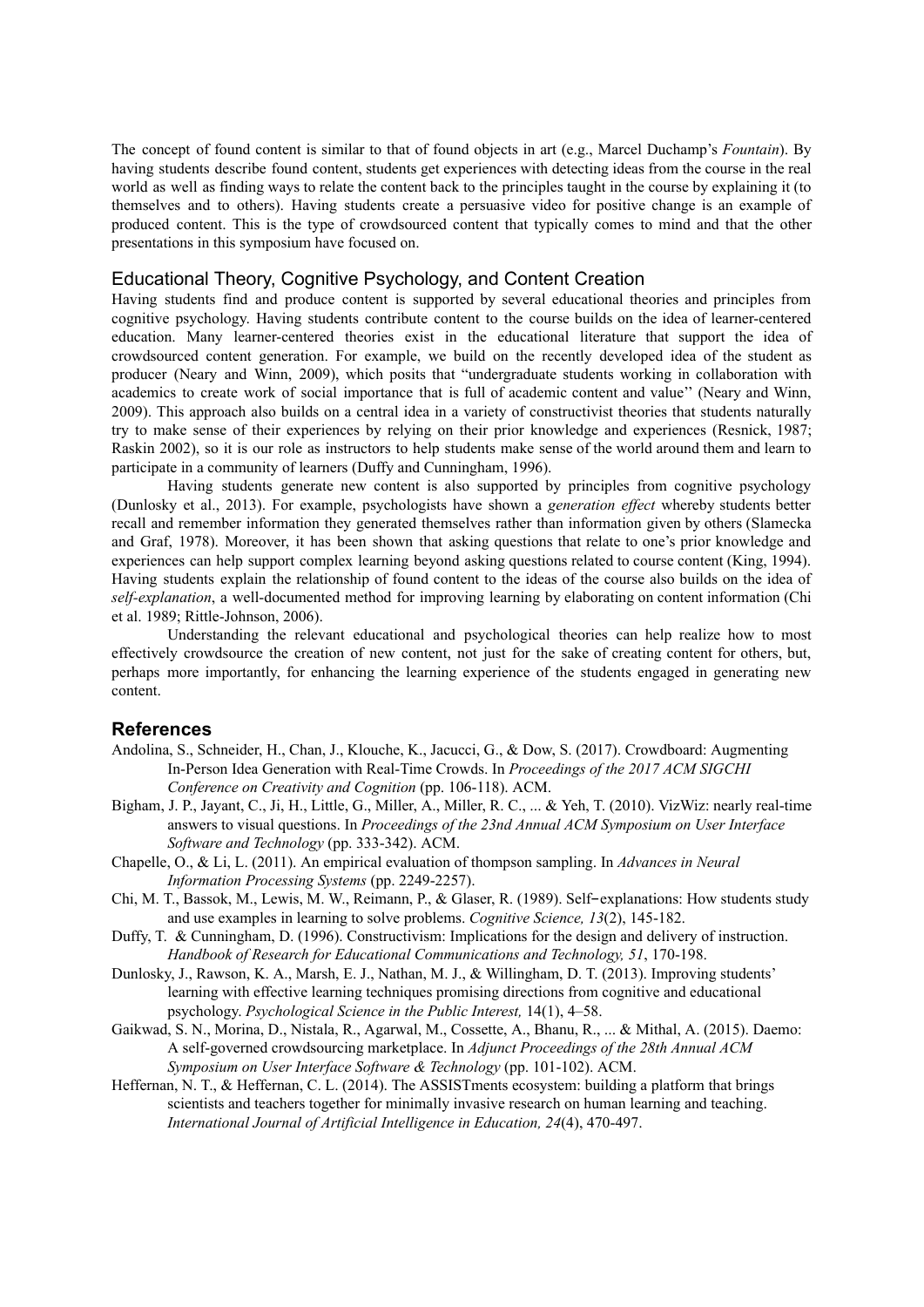The concept of found content is similar to that of found objects in art (e.g., Marcel Duchamp's *Fountain*). By having students describe found content, students get experiences with detecting ideas from the course in the real world as well as finding ways to relate the content back to the principles taught in the course by explaining it (to themselves and to others). Having students create a persuasive video for positive change is an example of produced content. This is the type of crowdsourced content that typically comes to mind and that the other presentations in this symposium have focused on.

## Educational Theory, Cognitive Psychology, and Content Creation

Having students find and produce content is supported by several educational theories and principles from cognitive psychology. Having students contribute content to the course builds on the idea of learner-centered education. Many learner-centered theories exist in the educational literature that support the idea of crowdsourced content generation. For example, we build on the recently developed idea of the student as producer (Neary and Winn, 2009), which posits that "undergraduate students working in collaboration with academics to create work of social importance that is full of academic content and value'' (Neary and Winn, 2009). This approach also builds on a central idea in a variety of constructivist theories that students naturally try to make sense of their experiences by relying on their prior knowledge and experiences (Resnick, 1987; Raskin 2002), so it is our role as instructors to help students make sense of the world around them and learn to participate in a community of learners (Duffy and Cunningham, 1996).

Having students generate new content is also supported by principles from cognitive psychology (Dunlosky et al., 2013). For example, psychologists have shown a *generation effect* whereby students better recall and remember information they generated themselves rather than information given by others (Slamecka and Graf, 1978). Moreover, it has been shown that asking questions that relate to one's prior knowledge and experiences can help support complex learning beyond asking questions related to course content (King, 1994). Having students explain the relationship of found content to the ideas of the course also builds on the idea of *self-explanation*, a well-documented method for improving learning by elaborating on content information (Chi et al. 1989; Rittle-Johnson, 2006).

Understanding the relevant educational and psychological theories can help realize how to most effectively crowdsource the creation of new content, not just for the sake of creating content for others, but, perhaps more importantly, for enhancing the learning experience of the students engaged in generating new content.

## References

Andolina, S., Schneider, H., Chan, J., Klouche, K., Jacucci, G., & Dow, S. (2017). Crowdboard: Augmenting In-Person Idea Generation with Real-Time Crowds. In *Proceedings of the 2017 ACM SIGCHI Conference on Creativity and Cognition* (pp. 106-118). ACM.

Bigham, J. P., Jayant, C., Ji, H., Little, G., Miller, A., Miller, R. C., ... & Yeh, T. (2010). VizWiz: nearly real-time answers to visual questions. In *Proceedings of the 23nd Annual ACM Symposium on User Interface Software and Technology* (pp. 333-342). ACM.

Chapelle, O., & Li, L. (2011). An empirical evaluation of thompson sampling. In *Advances in Neural Information Processing Systems* (pp. 2249-2257).

Chi, M. T., Bassok, M., Lewis, M. W., Reimann, P., & Glaser, R. (1989). Self‐explanations: How students study and use examples in learning to solve problems. *Cognitive Science, 13*(2), 145-182.

Duffy, T. & Cunningham, D. (1996). Constructivism: Implications for the design and delivery of instruction. *Handbook of Research for Educational Communications and Technology, 51*, 170-198.

Dunlosky, J., Rawson, K. A., Marsh, E. J., Nathan, M. J., & Willingham, D. T. (2013). Improving students' learning with effective learning techniques promising directions from cognitive and educational psychology. *Psychological Science in the Public Interest,* 14(1), 4–58.

Gaikwad, S. N., Morina, D., Nistala, R., Agarwal, M., Cossette, A., Bhanu, R., ... & Mithal, A. (2015). Daemo: A self-governed crowdsourcing marketplace. In *Adjunct Proceedings of the 28th Annual ACM Symposium on User Interface Software & Technology* (pp. 101-102). ACM.

Heffernan, N. T., & Heffernan, C. L. (2014). The ASSISTments ecosystem: building a platform that brings scientists and teachers together for minimally invasive research on human learning and teaching. *International Journal of Artificial Intelligence in Education, 24*(4), 470-497.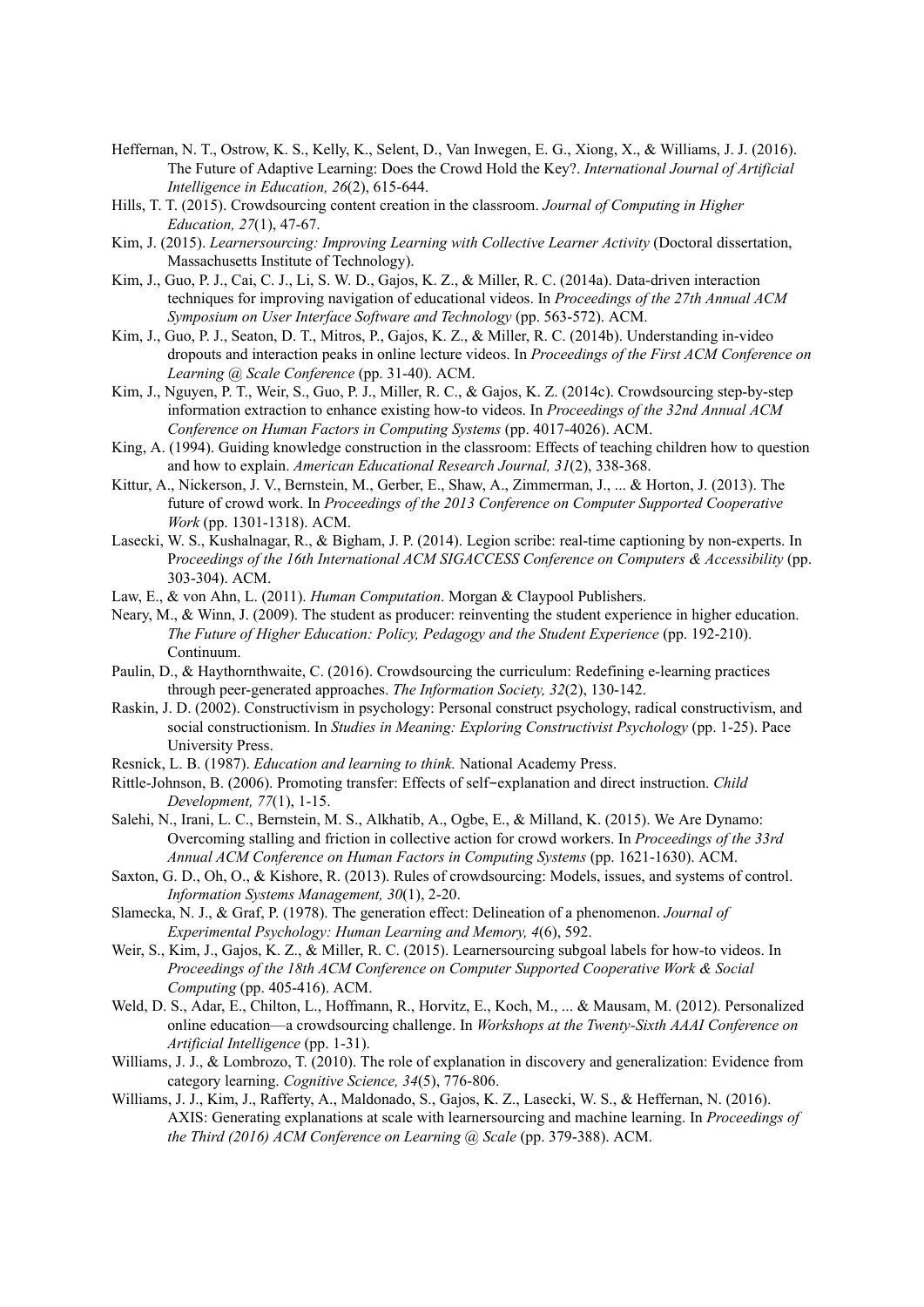Heffernan, N. T., Ostrow, K. S., Kelly, K., Selent, D., Van Inwegen, E. G., Xiong, X., & Williams, J. J. (2016). The Future of Adaptive Learning: Does the Crowd Hold the Key?. *International Journal of Artificial Intelligence in Education, 26*(2), 615-644.

Hills, T. T. (2015). Crowdsourcing content creation in the classroom. *Journal of Computing in Higher Education, 27*(1), 47-67.

Kim, J. (2015). *Learnersourcing: Improving Learning with Collective Learner Activity* (Doctoral dissertation, Massachusetts Institute of Technology).

Kim, J., Guo, P. J., Cai, C. J., Li, S. W. D., Gajos, K. Z., & Miller, R. C. (2014a). Data-driven interaction techniques for improving navigation of educational videos. In *Proceedings of the 27th Annual ACM Symposium on User Interface Software and Technology* (pp. 563-572). ACM.

Kim, J., Guo, P. J., Seaton, D. T., Mitros, P., Gajos, K. Z., & Miller, R. C. (2014b). Understanding in-video dropouts and interaction peaks in online lecture videos. In *Proceedings of the First ACM Conference on Learning @ Scale Conference* (pp. 31-40). ACM.

Kim, J., Nguyen, P. T., Weir, S., Guo, P. J., Miller, R. C., & Gajos, K. Z. (2014c). Crowdsourcing step-by-step information extraction to enhance existing how-to videos. In *Proceedings of the 32nd Annual ACM Conference on Human Factors in Computing Systems* (pp. 4017-4026). ACM.

King, A. (1994). Guiding knowledge construction in the classroom: Effects of teaching children how to question and how to explain. *American Educational Research Journal, 31*(2), 338-368.

Kittur, A., Nickerson, J. V., Bernstein, M., Gerber, E., Shaw, A., Zimmerman, J., ... & Horton, J. (2013). The future of crowd work. In *Proceedings of the 2013 Conference on Computer Supported Cooperative Work* (pp. 1301-1318). ACM.

Lasecki, W. S., Kushalnagar, R., & Bigham, J. P. (2014). Legion scribe: real-time captioning by non-experts. In P*roceedings of the 16th International ACM SIGACCESS Conference on Computers & Accessibility* (pp. 303-304). ACM.

Law, E., & von Ahn, L. (2011). *Human Computation*. Morgan & Claypool Publishers.

Neary, M., & Winn, J. (2009). The student as producer: reinventing the student experience in higher education. *The Future of Higher Education: Policy, Pedagogy and the Student Experience* (pp. 192-210). Continuum.

Paulin, D., & Haythornthwaite, C. (2016). Crowdsourcing the curriculum: Redefining e-learning practices through peer-generated approaches. *The Information Society, 32*(2), 130-142.

Raskin, J. D. (2002). Constructivism in psychology: Personal construct psychology, radical constructivism, and social constructionism. In *Studies in Meaning: Exploring Constructivist Psychology* (pp. 1-25). Pace University Press.

Resnick, L. B. (1987). *Education and learning to think.* National Academy Press.

Rittle-Johnson, B. (2006). Promoting transfer: Effects of self‐explanation and direct instruction. *Child Development, 77*(1), 1-15.

Salehi, N., Irani, L. C., Bernstein, M. S., Alkhatib, A., Ogbe, E., & Milland, K. (2015). We Are Dynamo: Overcoming stalling and friction in collective action for crowd workers. In *Proceedings of the 33rd Annual ACM Conference on Human Factors in Computing Systems* (pp. 1621-1630). ACM.

Saxton, G. D., Oh, O., & Kishore, R. (2013). Rules of crowdsourcing: Models, issues, and systems of control. *Information Systems Management, 30*(1), 2-20.

Slamecka, N. J., & Graf, P. (1978). The generation effect: Delineation of a phenomenon. *Journal of Experimental Psychology: Human Learning and Memory, 4*(6), 592.

Weir, S., Kim, J., Gajos, K. Z., & Miller, R. C. (2015). Learnersourcing subgoal labels for how-to videos. In *Proceedings of the 18th ACM Conference on Computer Supported Cooperative Work & Social Computing* (pp. 405-416). ACM.

Weld, D. S., Adar, E., Chilton, L., Hoffmann, R., Horvitz, E., Koch, M., ... & Mausam, M. (2012). Personalized online education—a crowdsourcing challenge. In *Workshops at the Twenty-Sixth AAAI Conference on Artificial Intelligence* (pp. 1-31).

Williams, J. J., & Lombrozo, T. (2010). The role of explanation in discovery and generalization: Evidence from category learning. *Cognitive Science, 34*(5), 776-806.

Williams, J. J., Kim, J., Rafferty, A., Maldonado, S., Gajos, K. Z., Lasecki, W. S., & Heffernan, N. (2016). AXIS: Generating explanations at scale with learnersourcing and machine learning. In *Proceedings of the Third (2016) ACM Conference on Learning @ Scale* (pp. 379-388). ACM.